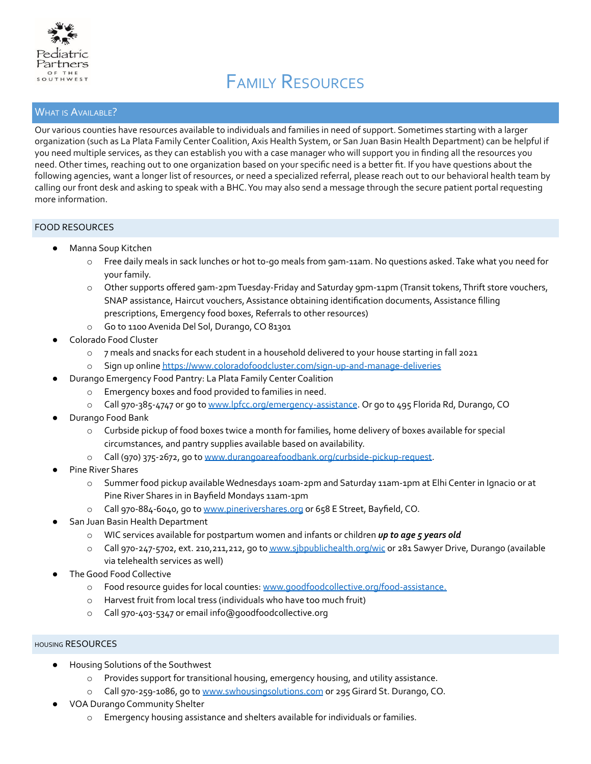Pediatric Partners of the Southwest

# Family Resources

## What is Available?

Our various counties have resources available to individuals and families in need of support. Sometimes starting with a larger organization (such as La Plata Family Center Coalition, Axis Health System, or San Juan Basin Health Department) can be helpful if you need multiple services, as they can establish you with a case manager who will support you in finding all the resources you need. Other times, reaching out to one organization based on your specific need is a better fit. If you have questions about the following agencies, want a longer list of resources, or need a specialized referral, please reach out to our behavioral health team by calling our front desk and asking to speak with a BHC. You may also send a message through the secure patient portal requesting more information.

### FOOD RESOURCES

- Manna Soup Kitchen
  - Free daily meals in sack lunches or hot to-go meals from 9am-11am. No questions asked. Take what you need for your family.
  - Other supports offered 9am-2pm Tuesday-Friday and Saturday 9pm-11pm (Transit tokens, Thrift store vouchers, SNAP assistance, Haircut vouchers, Assistance obtaining identification documents, Assistance filling prescriptions, Emergency food boxes, Referrals to other resources)
  - Go to 1100 Avenida Del Sol, Durango, CO 81301
- Colorado Food Cluster
  - 7 meals and snacks for each student in a household delivered to your house starting in fall 2021
  - Sign up online https://www.coloradofoodcluster.com/sign-up-and-manage-deliveries
- Durango Emergency Food Pantry: La Plata Family Center Coalition
  - Emergency boxes and food provided to families in need.
  - Call 970-385-4747 or go to www.lpfcc.org/emergency-assistance. Or go to 495 Florida Rd, Durango, CO
- Durango Food Bank
  - Curbside pickup of food boxes twice a month for families, home delivery of boxes available for special circumstances, and pantry supplies available based on availability.
  - Call (970) 375-2672, go to www.durangoareafoodbank.org/curbside-pickup-request.
- Pine River Shares
  - Summer food pickup available Wednesdays 10am-2pm and Saturday 11am-1pm at Elhi Center in Ignacio or at Pine River Shares in in Bayfield Mondays 11am-1pm
  - Call 970-884-6040, go to www.pinerivershares.org or 658 E Street, Bayfield, CO.
- San Juan Basin Health Department
  - WIC services available for postpartum women and infants or children ***up to age 5 years old***
  - Call 970-247-5702, ext. 210,211,212, go to www.sjbpublichealth.org/wic or 281 Sawyer Drive, Durango (available via telehealth services as well)
- The Good Food Collective
  - Food resource guides for local counties: www.goodfoodcollective.org/food-assistance.
  - Harvest fruit from local tress (individuals who have too much fruit)
  - Call 970-403-5347 or email info@goodfoodcollective.org

### HOUSING RESOURCES

- Housing Solutions of the Southwest
  - Provides support for transitional housing, emergency housing, and utility assistance.
  - Call 970-259-1086, go to www.swhousingsolutions.com or 295 Girard St. Durango, CO.
- VOA Durango Community Shelter
  - Emergency housing assistance and shelters available for individuals or families.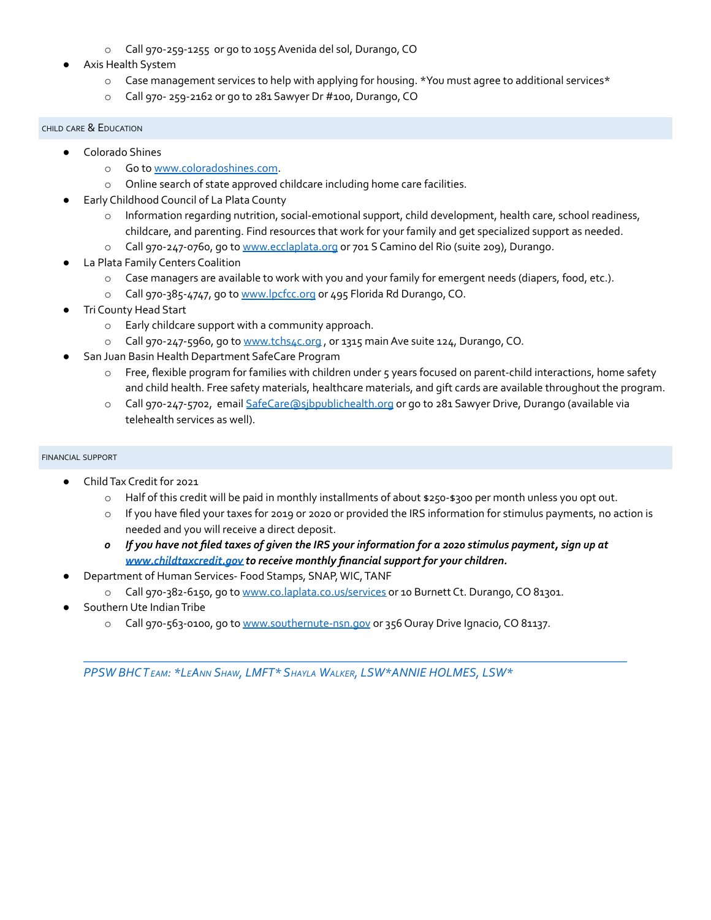- Call 970-259-1255 or go to 1055 Avenida del sol, Durango, CO
- Axis Health System
  - Case management services to help with applying for housing. *You must agree to additional services*
  - Call 970- 259-2162 or go to 281 Sawyer Dr #100, Durango, CO

## CHILD CARE & EDUCATION

- Colorado Shines
  - Go to www.coloradoshines.com.
  - Online search of state approved childcare including home care facilities.
- Early Childhood Council of La Plata County
  - Information regarding nutrition, social-emotional support, child development, health care, school readiness, childcare, and parenting. Find resources that work for your family and get specialized support as needed.
  - Call 970-247-0760, go to www.ecclaplata.org or 701 S Camino del Rio (suite 209), Durango.
- La Plata Family Centers Coalition
  - Case managers are available to work with you and your family for emergent needs (diapers, food, etc.).
  - Call 970-385-4747, go to www.lpcfcc.org or 495 Florida Rd Durango, CO.
- Tri County Head Start
  - Early childcare support with a community approach.
  - Call 970-247-5960, go to www.tchs4c.org , or 1315 main Ave suite 124, Durango, CO.
- San Juan Basin Health Department SafeCare Program
  - Free, flexible program for families with children under 5 years focused on parent-child interactions, home safety and child health. Free safety materials, healthcare materials, and gift cards are available throughout the program.
  - Call 970-247-5702, email SafeCare@sjbpublichealth.org or go to 281 Sawyer Drive, Durango (available via telehealth services as well).

## FINANCIAL SUPPORT

- Child Tax Credit for 2021
  - Half of this credit will be paid in monthly installments of about $250-$300 per month unless you opt out.
  - If you have filed your taxes for 2019 or 2020 or provided the IRS information for stimulus payments, no action is needed and you will receive a direct deposit.
  - ***If you have not filed taxes of given the IRS your information for a 2020 stimulus payment, sign up at www.childtaxcredit.gov to receive monthly financial support for your children.***
- Department of Human Services- Food Stamps, SNAP, WIC, TANF
  - Call 970-382-6150, go to www.co.laplata.co.us/services or 10 Burnett Ct. Durango, CO 81301.
- Southern Ute Indian Tribe
  - Call 970-563-0100, go to www.southernute-nsn.gov or 356 Ouray Drive Ignacio, CO 81137.

---

*PPSW BHC TEAM: *LEANN SHAW, LMFT* SHAYLA WALKER, LSW*ANNIE HOLMES, LSW**